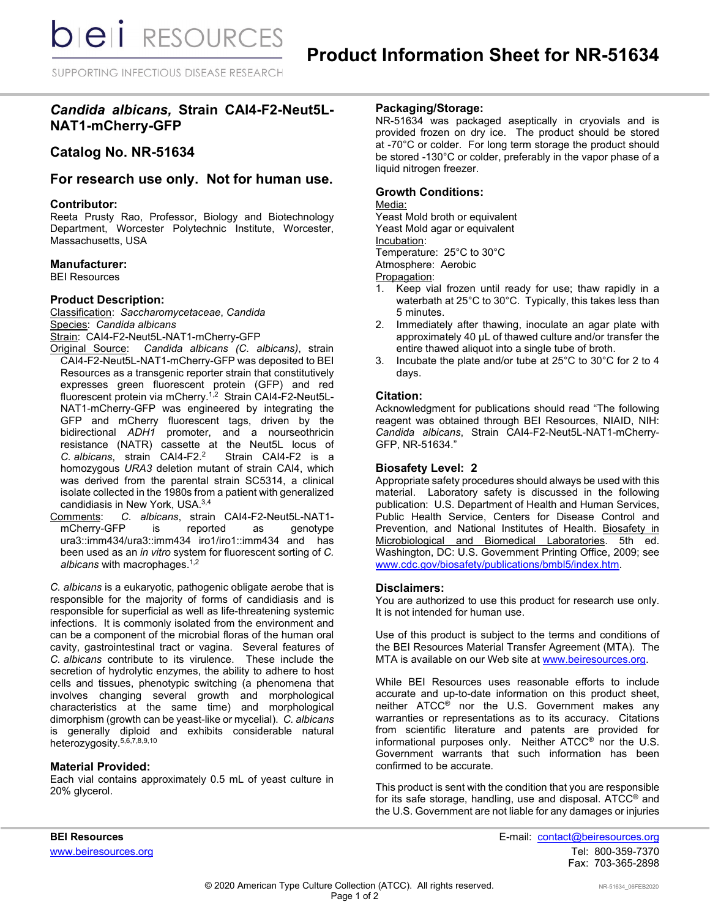# Product Information Sheet for NR-51634

## *Candida albicans*, Strain CAI4-F2-Neut5L-NAT1-mCherry-GFP

## Catalog No. NR-51634

## For research use only. Not for human use.

### Contributor:

Reeta Prusty Rao, Professor, Biology and Biotechnology Department, Worcester Polytechnic Institute, Worcester, Massachusetts, USA

### Manufacturer:

BEI Resources

### Product Description:

Classification: *Saccharomycetaceae*, *Candida*
Species: *Candida albicans*
Strain: CAI4-F2-Neut5L-NAT1-mCherry-GFP
Original Source: *Candida albicans (C. albicans)*, strain CAI4-F2-Neut5L-NAT1-mCherry-GFP was deposited to BEI Resources as a transgenic reporter strain that constitutively expresses green fluorescent protein (GFP) and red fluorescent protein via mCherry.[1,2] Strain CAI4-F2-Neut5L-NAT1-mCherry-GFP was engineered by integrating the GFP and mCherry fluorescent tags, driven by the bidirectional *ADH1* promoter, and a nourseothricin resistance (NATR) cassette at the Neut5L locus of *C. albicans*, strain CAI4-F2.[2] Strain CAI4-F2 is a homozygous *URA3* deletion mutant of strain CAI4, which was derived from the parental strain SC5314, a clinical isolate collected in the 1980s from a patient with generalized candidiasis in New York, USA.[3,4]
Comments: *C. albicans*, strain CAI4-F2-Neut5L-NAT1-mCherry-GFP is reported as genotype ura3::imm434/ura3::imm434 iro1/iro1::imm434 and has been used as an *in vitro* system for fluorescent sorting of *C. albicans* with macrophages.[1,2]

*C. albicans* is a eukaryotic, pathogenic obligate aerobe that is responsible for the majority of forms of candidiasis and is responsible for superficial as well as life-threatening systemic infections. It is commonly isolated from the environment and can be a component of the microbial floras of the human oral cavity, gastrointestinal tract or vagina. Several features of *C. albicans* contribute to its virulence. These include the secretion of hydrolytic enzymes, the ability to adhere to host cells and tissues, phenotypic switching (a phenomena that involves changing several growth and morphological characteristics at the same time) and morphological dimorphism (growth can be yeast-like or mycelial). *C. albicans* is generally diploid and exhibits considerable natural heterozygosity.[5,6,7,8,9,10]

### Material Provided:

Each vial contains approximately 0.5 mL of yeast culture in 20% glycerol.

### Packaging/Storage:

NR-51634 was packaged aseptically in cryovials and is provided frozen on dry ice. The product should be stored at -70°C or colder. For long term storage the product should be stored -130°C or colder, preferably in the vapor phase of a liquid nitrogen freezer.

### Growth Conditions:

Media:
Yeast Mold broth or equivalent
Yeast Mold agar or equivalent
Incubation:
Temperature: 25°C to 30°C
Atmosphere: Aerobic
Propagation:

1. Keep vial frozen until ready for use; thaw rapidly in a waterbath at 25°C to 30°C. Typically, this takes less than 5 minutes.
2. Immediately after thawing, inoculate an agar plate with approximately 40 µL of thawed culture and/or transfer the entire thawed aliquot into a single tube of broth.
3. Incubate the plate and/or tube at 25°C to 30°C for 2 to 4 days.

### Citation:

Acknowledgment for publications should read "The following reagent was obtained through BEI Resources, NIAID, NIH: *Candida albicans*, Strain CAI4-F2-Neut5L-NAT1-mCherry-GFP, NR-51634."

### Biosafety Level: 2

Appropriate safety procedures should always be used with this material. Laboratory safety is discussed in the following publication: U.S. Department of Health and Human Services, Public Health Service, Centers for Disease Control and Prevention, and National Institutes of Health. Biosafety in Microbiological and Biomedical Laboratories. 5th ed. Washington, DC: U.S. Government Printing Office, 2009; see www.cdc.gov/biosafety/publications/bmbl5/index.htm.

### Disclaimers:

You are authorized to use this product for research use only. It is not intended for human use.

Use of this product is subject to the terms and conditions of the BEI Resources Material Transfer Agreement (MTA). The MTA is available on our Web site at www.beiresources.org.

While BEI Resources uses reasonable efforts to include accurate and up-to-date information on this product sheet, neither ATCC® nor the U.S. Government makes any warranties or representations as to its accuracy. Citations from scientific literature and patents are provided for informational purposes only. Neither ATCC® nor the U.S. Government warrants that such information has been confirmed to be accurate.

This product is sent with the condition that you are responsible for its safe storage, handling, use and disposal. ATCC® and the U.S. Government are not liable for any damages or injuries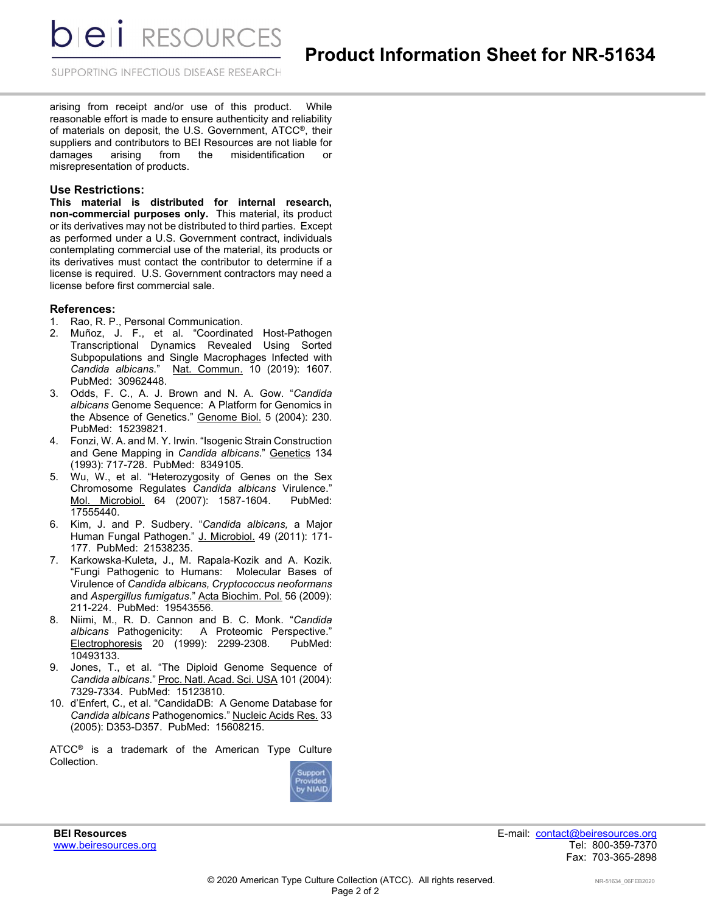arising from receipt and/or use of this product. While reasonable effort is made to ensure authenticity and reliability of materials on deposit, the U.S. Government, ATCC®, their suppliers and contributors to BEI Resources are not liable for damages arising from the misidentification or misrepresentation of products.

### Use Restrictions:

**This material is distributed for internal research, non-commercial purposes only.** This material, its product or its derivatives may not be distributed to third parties. Except as performed under a U.S. Government contract, individuals contemplating commercial use of the material, its products or its derivatives must contact the contributor to determine if a license is required. U.S. Government contractors may need a license before first commercial sale.

### References:

1. Rao, R. P., Personal Communication.
2. Muñoz, J. F., et al. "Coordinated Host-Pathogen Transcriptional Dynamics Revealed Using Sorted Subpopulations and Single Macrophages Infected with *Candida albicans*." Nat. Commun. 10 (2019): 1607. PubMed: 30962448.
3. Odds, F. C., A. J. Brown and N. A. Gow. "*Candida albicans* Genome Sequence: A Platform for Genomics in the Absence of Genetics." Genome Biol. 5 (2004): 230. PubMed: 15239821.
4. Fonzi, W. A. and M. Y. Irwin. "Isogenic Strain Construction and Gene Mapping in *Candida albicans*." Genetics 134 (1993): 717-728. PubMed: 8349105.
5. Wu, W., et al. "Heterozygosity of Genes on the Sex Chromosome Regulates *Candida albicans* Virulence." Mol. Microbiol. 64 (2007): 1587-1604. PubMed: 17555440.
6. Kim, J. and P. Sudbery. "*Candida albicans,* a Major Human Fungal Pathogen." J. Microbiol. 49 (2011): 171-177. PubMed: 21538235.
7. Karkowska-Kuleta, J., M. Rapala-Kozik and A. Kozik. "Fungi Pathogenic to Humans: Molecular Bases of Virulence of *Candida albicans, Cryptococcus neoformans* and *Aspergillus fumigatus*." Acta Biochim. Pol. 56 (2009): 211-224. PubMed: 19543556.
8. Niimi, M., R. D. Cannon and B. C. Monk. "*Candida albicans* Pathogenicity: A Proteomic Perspective." Electrophoresis 20 (1999): 2299-2308. PubMed: 10493133.
9. Jones, T., et al. "The Diploid Genome Sequence of *Candida albicans*." Proc. Natl. Acad. Sci. USA 101 (2004): 7329-7334. PubMed: 15123810.
10. d'Enfert, C., et al. "CandidaDB: A Genome Database for *Candida albicans* Pathogenomics." Nucleic Acids Res. 33 (2005): D353-D357. PubMed: 15608215.

ATCC® is a trademark of the American Type Culture Collection.

Support Provided by NIAID

**BEI Resources**
www.beiresources.org

E-mail: contact@beiresources.org
Tel: 800-359-7370
Fax: 703-365-2898

© 2020 American Type Culture Collection (ATCC). All rights reserved.

NR-51634_06FEB2020